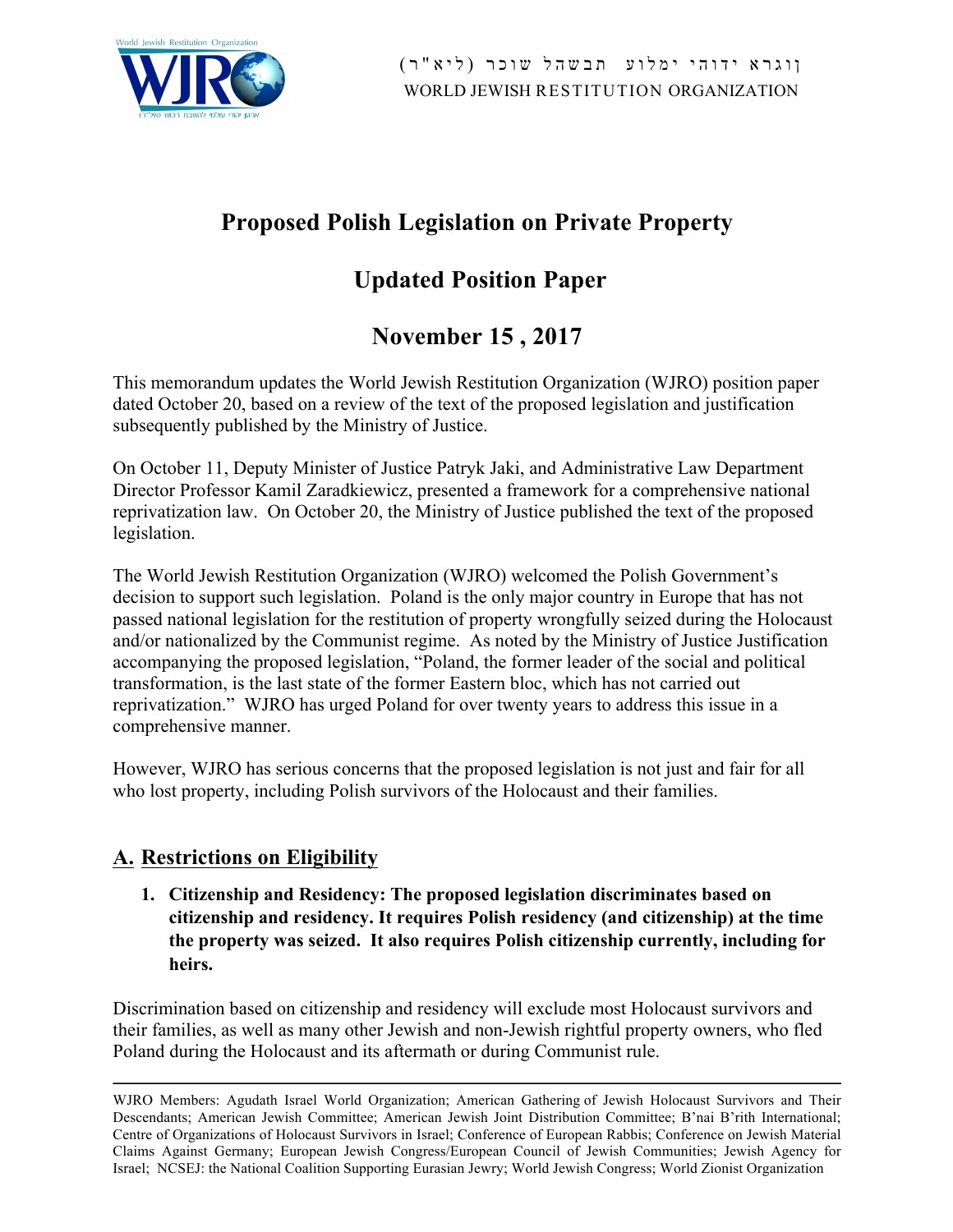ארגון יהודי עולמי להשבת רכוש (ליא"ר)
WORLD JEWISH RESTITUTION ORGANIZATION

# Proposed Polish Legislation on Private Property

## Updated Position Paper

## November 15 , 2017

This memorandum updates the World Jewish Restitution Organization (WJRO) position paper dated October 20, based on a review of the text of the proposed legislation and justification subsequently published by the Ministry of Justice.

On October 11, Deputy Minister of Justice Patryk Jaki, and Administrative Law Department Director Professor Kamil Zaradkiewicz, presented a framework for a comprehensive national reprivatization law. On October 20, the Ministry of Justice published the text of the proposed legislation.

The World Jewish Restitution Organization (WJRO) welcomed the Polish Government's decision to support such legislation. Poland is the only major country in Europe that has not passed national legislation for the restitution of property wrongfully seized during the Holocaust and/or nationalized by the Communist regime. As noted by the Ministry of Justice Justification accompanying the proposed legislation, "Poland, the former leader of the social and political transformation, is the last state of the former Eastern bloc, which has not carried out reprivatization." WJRO has urged Poland for over twenty years to address this issue in a comprehensive manner.

However, WJRO has serious concerns that the proposed legislation is not just and fair for all who lost property, including Polish survivors of the Holocaust and their families.

## A. Restrictions on Eligibility

1. **Citizenship and Residency: The proposed legislation discriminates based on citizenship and residency. It requires Polish residency (and citizenship) at the time the property was seized. It also requires Polish citizenship currently, including for heirs.**

Discrimination based on citizenship and residency will exclude most Holocaust survivors and their families, as well as many other Jewish and non-Jewish rightful property owners, who fled Poland during the Holocaust and its aftermath or during Communist rule.

---

WJRO Members: Agudath Israel World Organization; American Gathering of Jewish Holocaust Survivors and Their Descendants; American Jewish Committee; American Jewish Joint Distribution Committee; B'nai B'rith International; Centre of Organizations of Holocaust Survivors in Israel; Conference of European Rabbis; Conference on Jewish Material Claims Against Germany; European Jewish Congress/European Council of Jewish Communities; Jewish Agency for Israel; NCSEJ: the National Coalition Supporting Eurasian Jewry; World Jewish Congress; World Zionist Organization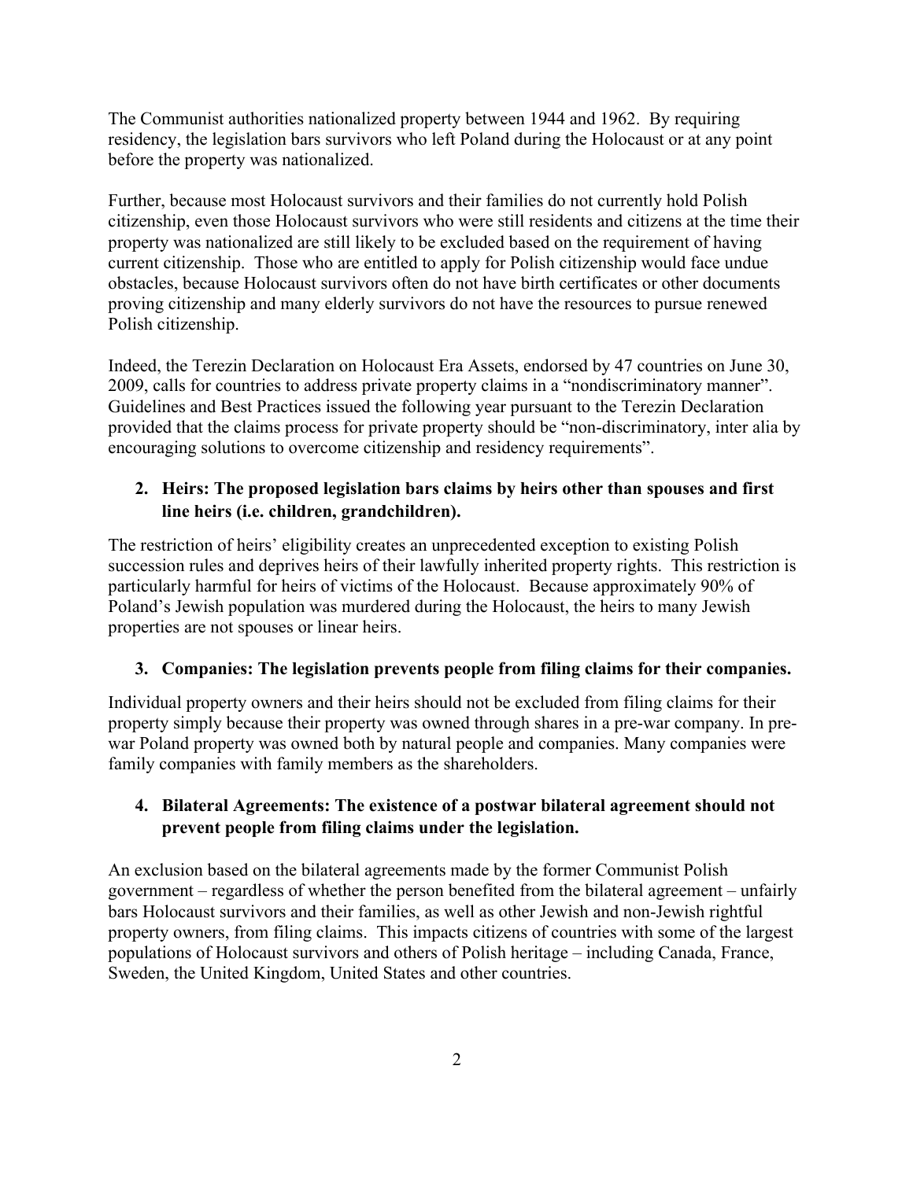The Communist authorities nationalized property between 1944 and 1962. By requiring residency, the legislation bars survivors who left Poland during the Holocaust or at any point before the property was nationalized.

Further, because most Holocaust survivors and their families do not currently hold Polish citizenship, even those Holocaust survivors who were still residents and citizens at the time their property was nationalized are still likely to be excluded based on the requirement of having current citizenship. Those who are entitled to apply for Polish citizenship would face undue obstacles, because Holocaust survivors often do not have birth certificates or other documents proving citizenship and many elderly survivors do not have the resources to pursue renewed Polish citizenship.

Indeed, the Terezin Declaration on Holocaust Era Assets, endorsed by 47 countries on June 30, 2009, calls for countries to address private property claims in a "nondiscriminatory manner". Guidelines and Best Practices issued the following year pursuant to the Terezin Declaration provided that the claims process for private property should be "non-discriminatory, inter alia by encouraging solutions to overcome citizenship and residency requirements".

2. **Heirs: The proposed legislation bars claims by heirs other than spouses and first line heirs (i.e. children, grandchildren).**

The restriction of heirs' eligibility creates an unprecedented exception to existing Polish succession rules and deprives heirs of their lawfully inherited property rights. This restriction is particularly harmful for heirs of victims of the Holocaust. Because approximately 90% of Poland's Jewish population was murdered during the Holocaust, the heirs to many Jewish properties are not spouses or linear heirs.

3. **Companies: The legislation prevents people from filing claims for their companies.**

Individual property owners and their heirs should not be excluded from filing claims for their property simply because their property was owned through shares in a pre-war company. In pre-war Poland property was owned both by natural people and companies. Many companies were family companies with family members as the shareholders.

4. **Bilateral Agreements: The existence of a postwar bilateral agreement should not prevent people from filing claims under the legislation.**

An exclusion based on the bilateral agreements made by the former Communist Polish government – regardless of whether the person benefited from the bilateral agreement – unfairly bars Holocaust survivors and their families, as well as other Jewish and non-Jewish rightful property owners, from filing claims. This impacts citizens of countries with some of the largest populations of Holocaust survivors and others of Polish heritage – including Canada, France, Sweden, the United Kingdom, United States and other countries.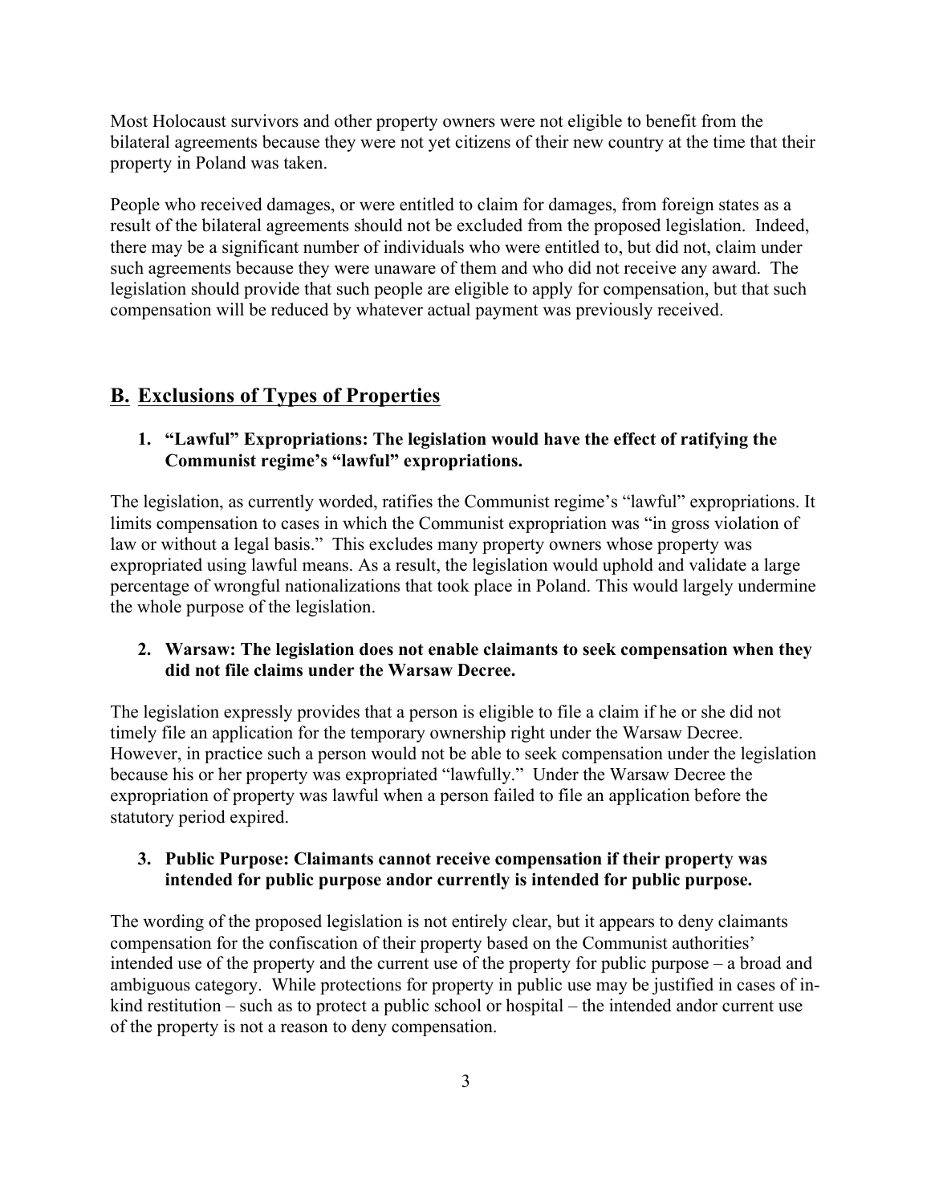Most Holocaust survivors and other property owners were not eligible to benefit from the bilateral agreements because they were not yet citizens of their new country at the time that their property in Poland was taken.

People who received damages, or were entitled to claim for damages, from foreign states as a result of the bilateral agreements should not be excluded from the proposed legislation. Indeed, there may be a significant number of individuals who were entitled to, but did not, claim under such agreements because they were unaware of them and who did not receive any award. The legislation should provide that such people are eligible to apply for compensation, but that such compensation will be reduced by whatever actual payment was previously received.

## B. Exclusions of Types of Properties

### 1. "Lawful" Expropriations: The legislation would have the effect of ratifying the Communist regime's "lawful" expropriations.

The legislation, as currently worded, ratifies the Communist regime's "lawful" expropriations. It limits compensation to cases in which the Communist expropriation was "in gross violation of law or without a legal basis." This excludes many property owners whose property was expropriated using lawful means. As a result, the legislation would uphold and validate a large percentage of wrongful nationalizations that took place in Poland. This would largely undermine the whole purpose of the legislation.

### 2. Warsaw: The legislation does not enable claimants to seek compensation when they did not file claims under the Warsaw Decree.

The legislation expressly provides that a person is eligible to file a claim if he or she did not timely file an application for the temporary ownership right under the Warsaw Decree. However, in practice such a person would not be able to seek compensation under the legislation because his or her property was expropriated "lawfully." Under the Warsaw Decree the expropriation of property was lawful when a person failed to file an application before the statutory period expired.

### 3. Public Purpose: Claimants cannot receive compensation if their property was intended for public purpose andor currently is intended for public purpose.

The wording of the proposed legislation is not entirely clear, but it appears to deny claimants compensation for the confiscation of their property based on the Communist authorities' intended use of the property and the current use of the property for public purpose – a broad and ambiguous category. While protections for property in public use may be justified in cases of in-kind restitution – such as to protect a public school or hospital – the intended andor current use of the property is not a reason to deny compensation.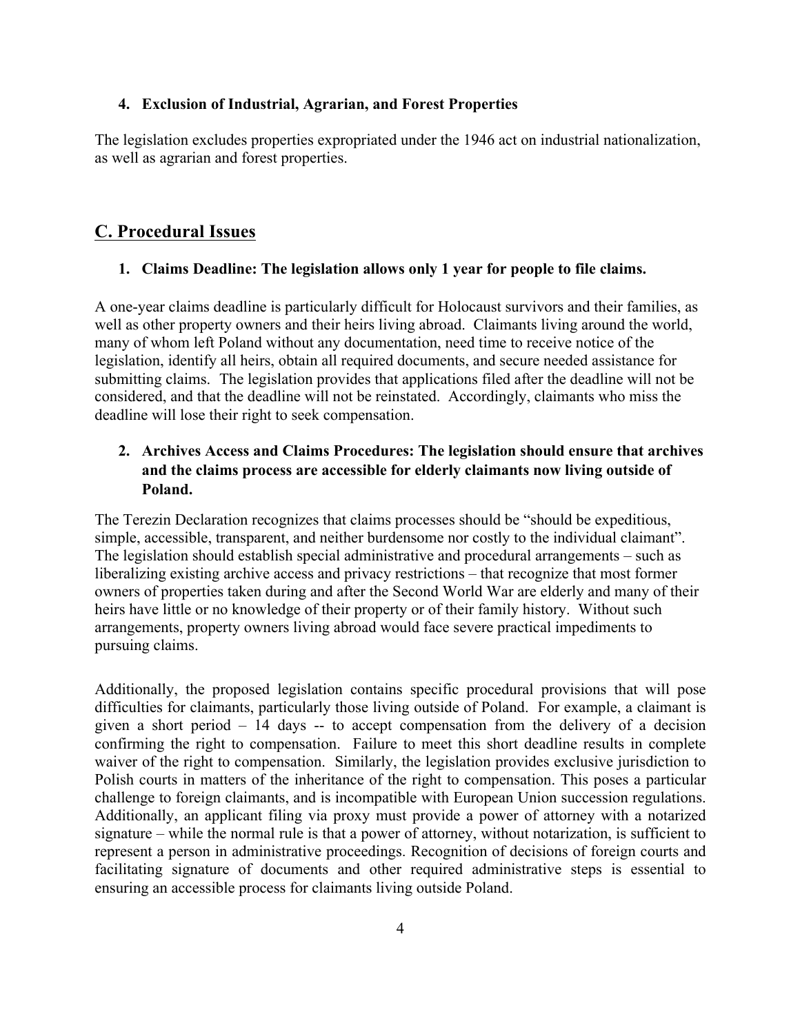#### 4. Exclusion of Industrial, Agrarian, and Forest Properties

The legislation excludes properties expropriated under the 1946 act on industrial nationalization, as well as agrarian and forest properties.

## C. Procedural Issues

#### 1. Claims Deadline: The legislation allows only 1 year for people to file claims.

A one-year claims deadline is particularly difficult for Holocaust survivors and their families, as well as other property owners and their heirs living abroad. Claimants living around the world, many of whom left Poland without any documentation, need time to receive notice of the legislation, identify all heirs, obtain all required documents, and secure needed assistance for submitting claims. The legislation provides that applications filed after the deadline will not be considered, and that the deadline will not be reinstated. Accordingly, claimants who miss the deadline will lose their right to seek compensation.

#### 2. Archives Access and Claims Procedures: The legislation should ensure that archives and the claims process are accessible for elderly claimants now living outside of Poland.

The Terezin Declaration recognizes that claims processes should be "should be expeditious, simple, accessible, transparent, and neither burdensome nor costly to the individual claimant". The legislation should establish special administrative and procedural arrangements – such as liberalizing existing archive access and privacy restrictions – that recognize that most former owners of properties taken during and after the Second World War are elderly and many of their heirs have little or no knowledge of their property or of their family history. Without such arrangements, property owners living abroad would face severe practical impediments to pursuing claims.

Additionally, the proposed legislation contains specific procedural provisions that will pose difficulties for claimants, particularly those living outside of Poland. For example, a claimant is given a short period – 14 days -- to accept compensation from the delivery of a decision confirming the right to compensation. Failure to meet this short deadline results in complete waiver of the right to compensation. Similarly, the legislation provides exclusive jurisdiction to Polish courts in matters of the inheritance of the right to compensation. This poses a particular challenge to foreign claimants, and is incompatible with European Union succession regulations. Additionally, an applicant filing via proxy must provide a power of attorney with a notarized signature – while the normal rule is that a power of attorney, without notarization, is sufficient to represent a person in administrative proceedings. Recognition of decisions of foreign courts and facilitating signature of documents and other required administrative steps is essential to ensuring an accessible process for claimants living outside Poland.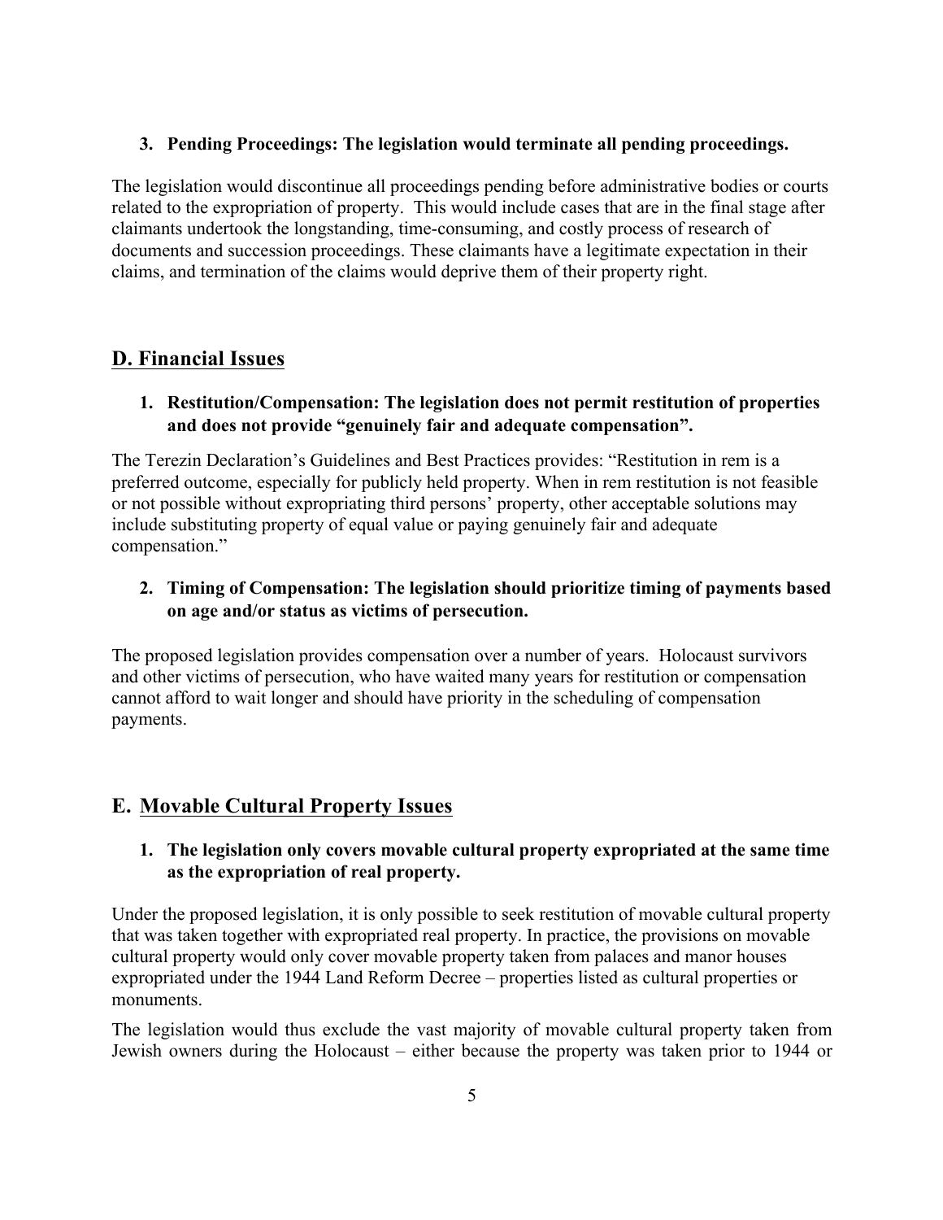**3. Pending Proceedings: The legislation would terminate all pending proceedings.**

The legislation would discontinue all proceedings pending before administrative bodies or courts related to the expropriation of property. This would include cases that are in the final stage after claimants undertook the longstanding, time-consuming, and costly process of research of documents and succession proceedings. These claimants have a legitimate expectation in their claims, and termination of the claims would deprive them of their property right.

## D. Financial Issues

**1. Restitution/Compensation: The legislation does not permit restitution of properties and does not provide "genuinely fair and adequate compensation".**

The Terezin Declaration's Guidelines and Best Practices provides: "Restitution in rem is a preferred outcome, especially for publicly held property. When in rem restitution is not feasible or not possible without expropriating third persons' property, other acceptable solutions may include substituting property of equal value or paying genuinely fair and adequate compensation."

**2. Timing of Compensation: The legislation should prioritize timing of payments based on age and/or status as victims of persecution.**

The proposed legislation provides compensation over a number of years. Holocaust survivors and other victims of persecution, who have waited many years for restitution or compensation cannot afford to wait longer and should have priority in the scheduling of compensation payments.

## E. Movable Cultural Property Issues

**1. The legislation only covers movable cultural property expropriated at the same time as the expropriation of real property.**

Under the proposed legislation, it is only possible to seek restitution of movable cultural property that was taken together with expropriated real property. In practice, the provisions on movable cultural property would only cover movable property taken from palaces and manor houses expropriated under the 1944 Land Reform Decree – properties listed as cultural properties or monuments.

The legislation would thus exclude the vast majority of movable cultural property taken from Jewish owners during the Holocaust – either because the property was taken prior to 1944 or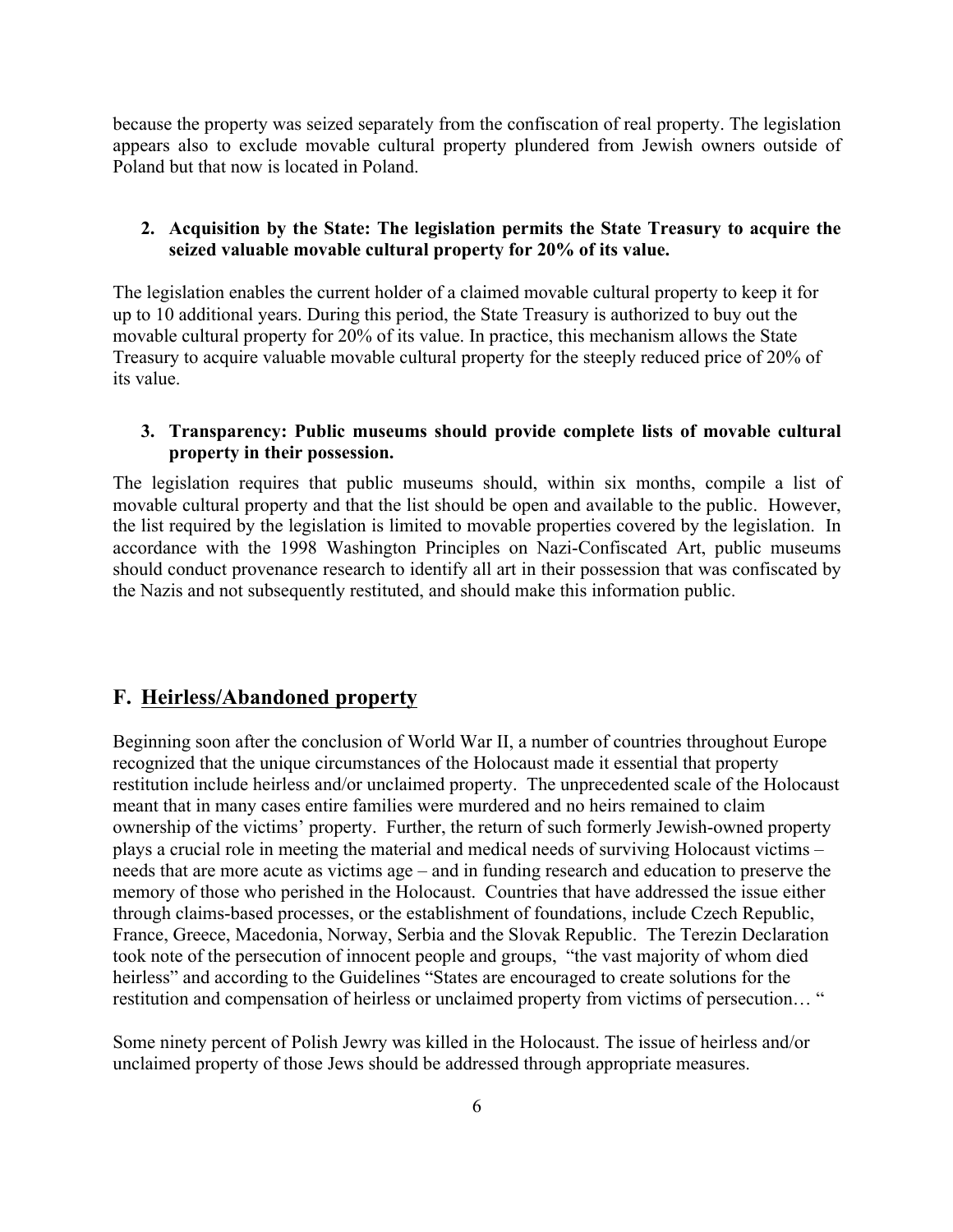because the property was seized separately from the confiscation of real property. The legislation appears also to exclude movable cultural property plundered from Jewish owners outside of Poland but that now is located in Poland.

2. **Acquisition by the State: The legislation permits the State Treasury to acquire the seized valuable movable cultural property for 20% of its value.**

The legislation enables the current holder of a claimed movable cultural property to keep it for up to 10 additional years. During this period, the State Treasury is authorized to buy out the movable cultural property for 20% of its value. In practice, this mechanism allows the State Treasury to acquire valuable movable cultural property for the steeply reduced price of 20% of its value.

3. **Transparency: Public museums should provide complete lists of movable cultural property in their possession.**

The legislation requires that public museums should, within six months, compile a list of movable cultural property and that the list should be open and available to the public. However, the list required by the legislation is limited to movable properties covered by the legislation. In accordance with the 1998 Washington Principles on Nazi-Confiscated Art, public museums should conduct provenance research to identify all art in their possession that was confiscated by the Nazis and not subsequently restituted, and should make this information public.

## F. Heirless/Abandoned property

Beginning soon after the conclusion of World War II, a number of countries throughout Europe recognized that the unique circumstances of the Holocaust made it essential that property restitution include heirless and/or unclaimed property. The unprecedented scale of the Holocaust meant that in many cases entire families were murdered and no heirs remained to claim ownership of the victims' property. Further, the return of such formerly Jewish-owned property plays a crucial role in meeting the material and medical needs of surviving Holocaust victims – needs that are more acute as victims age – and in funding research and education to preserve the memory of those who perished in the Holocaust. Countries that have addressed the issue either through claims-based processes, or the establishment of foundations, include Czech Republic, France, Greece, Macedonia, Norway, Serbia and the Slovak Republic. The Terezin Declaration took note of the persecution of innocent people and groups, "the vast majority of whom died heirless" and according to the Guidelines "States are encouraged to create solutions for the restitution and compensation of heirless or unclaimed property from victims of persecution… "

Some ninety percent of Polish Jewry was killed in the Holocaust. The issue of heirless and/or unclaimed property of those Jews should be addressed through appropriate measures.